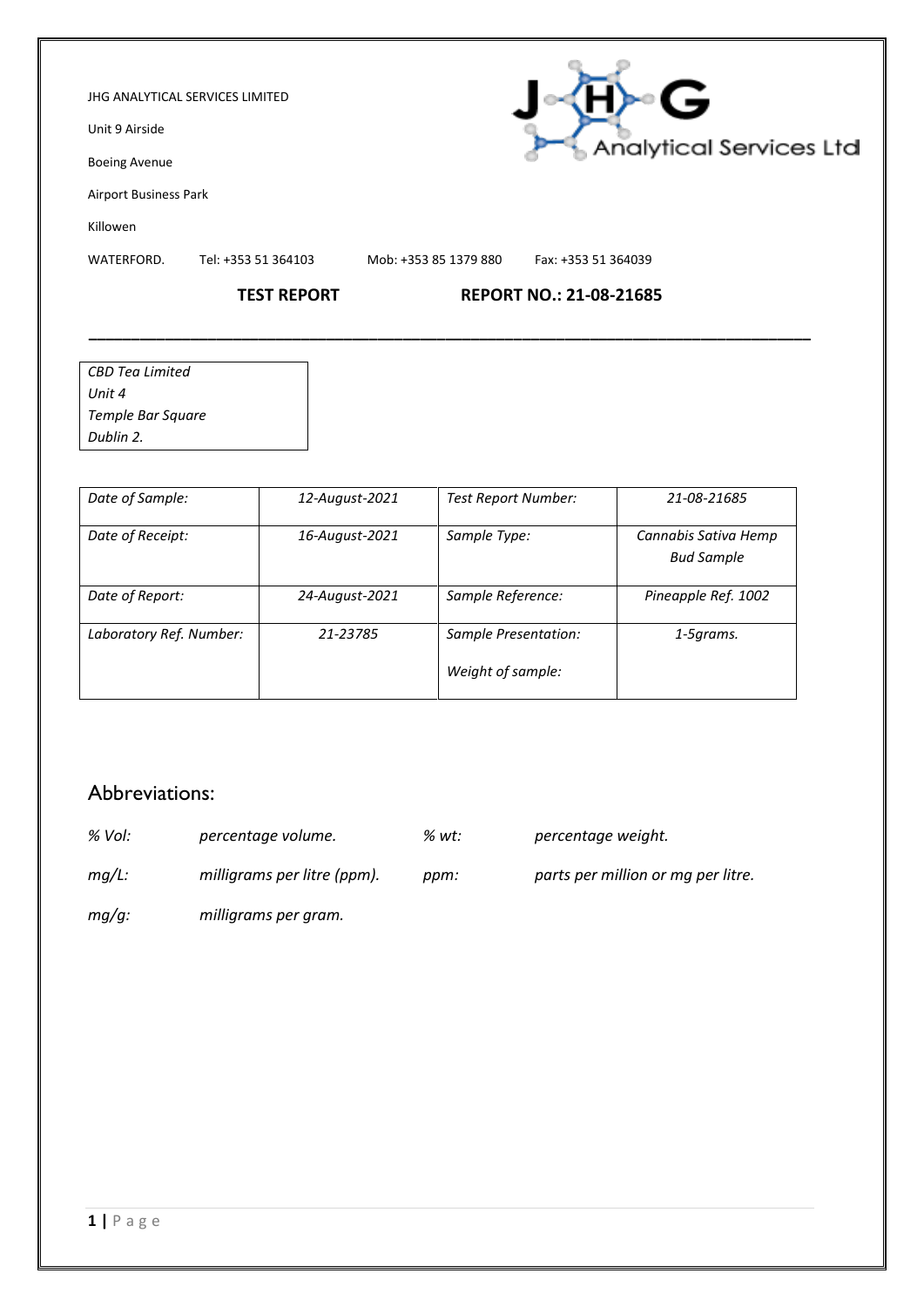JHG ANALYTICAL SERVICES LIMITED

Unit 9 Airside

Boeing Avenue

Airport Business Park

Killowen

WATERFORD. Tel: +353 51 364103 Mob: +353 85 1379 880 Fax: +353 51 364039

**TEST REPORT** **REPORT NO.: 21-08-21685**

---

*CBD Tea Limited*
*Unit 4*
*Temple Bar Square*
*Dublin 2.*

| *Date of Sample:* | *12-August-2021* | *Test Report Number:* | *21-08-21685* |
|---|---|---|---|
| *Date of Receipt:* | *16-August-2021* | *Sample Type:* | *Cannabis Sativa Hemp Bud Sample* |
| *Date of Report:* | *24-August-2021* | *Sample Reference:* | *Pineapple Ref. 1002* |
| *Laboratory Ref. Number:* | *21-23785* | *Sample Presentation:* *Weight of sample:* | *1-5grams.* |

## Abbreviations:

| | | | |
|---|---|---|---|
| *% Vol:* | *percentage volume.* | *% wt:* | *percentage weight.* |
| *mg/L:* | *milligrams per litre (ppm).* | *ppm:* | *parts per million or mg per litre.* |
| *mg/g:* | *milligrams per gram.* | | |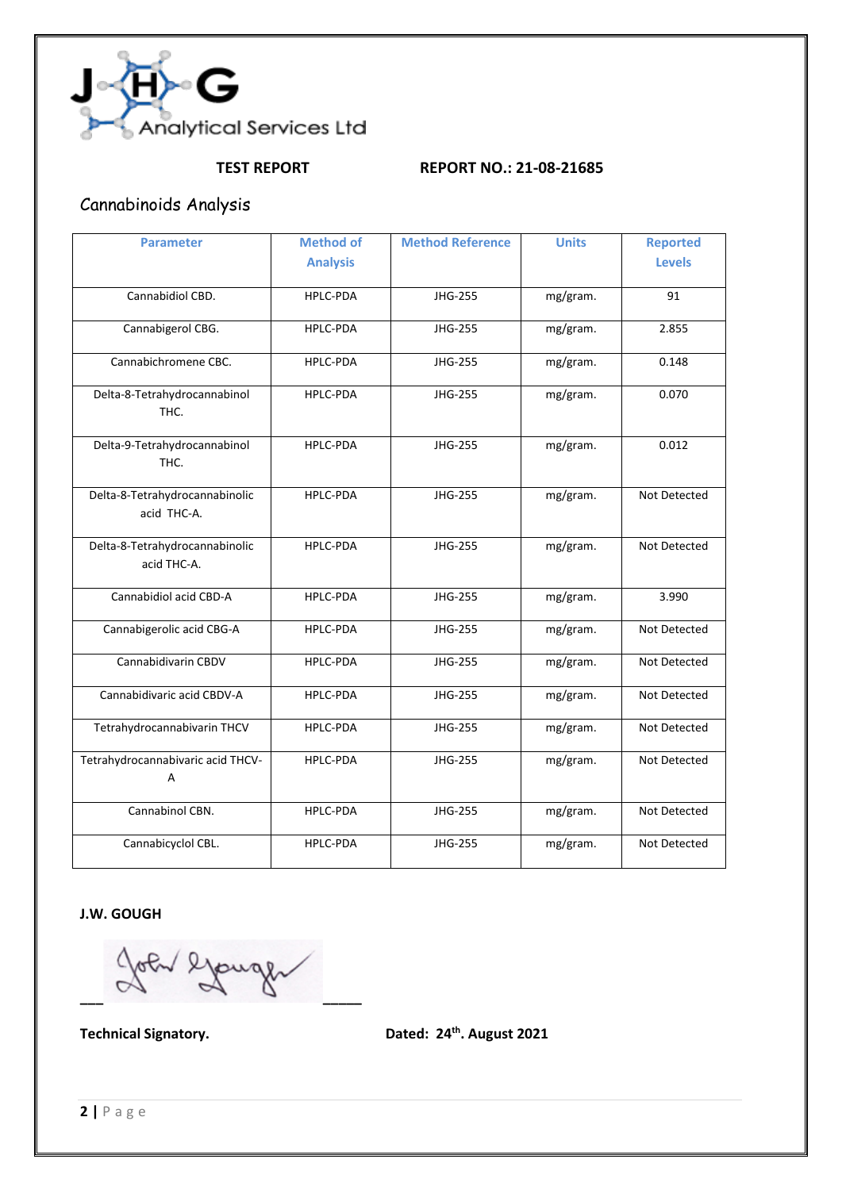JHG Analytical Services Ltd

**TEST REPORT** **REPORT NO.: 21-08-21685**

## Cannabinoids Analysis

| Parameter | Method of Analysis | Method Reference | Units | Reported Levels |
|---|---|---|---|---|
| Cannabidiol CBD. | HPLC-PDA | JHG-255 | mg/gram. | 91 |
| Cannabigerol CBG. | HPLC-PDA | JHG-255 | mg/gram. | 2.855 |
| Cannabichromene CBC. | HPLC-PDA | JHG-255 | mg/gram. | 0.148 |
| Delta-8-Tetrahydrocannabinol THC. | HPLC-PDA | JHG-255 | mg/gram. | 0.070 |
| Delta-9-Tetrahydrocannabinol THC. | HPLC-PDA | JHG-255 | mg/gram. | 0.012 |
| Delta-8-Tetrahydrocannabinolic acid THC-A. | HPLC-PDA | JHG-255 | mg/gram. | Not Detected |
| Delta-8-Tetrahydrocannabinolic acid THC-A. | HPLC-PDA | JHG-255 | mg/gram. | Not Detected |
| Cannabidiol acid CBD-A | HPLC-PDA | JHG-255 | mg/gram. | 3.990 |
| Cannabigerolic acid CBG-A | HPLC-PDA | JHG-255 | mg/gram. | Not Detected |
| Cannabidivarin CBDV | HPLC-PDA | JHG-255 | mg/gram. | Not Detected |
| Cannabidivaric acid CBDV-A | HPLC-PDA | JHG-255 | mg/gram. | Not Detected |
| Tetrahydrocannabivarin THCV | HPLC-PDA | JHG-255 | mg/gram. | Not Detected |
| Tetrahydrocannabivaric acid THCV-A | HPLC-PDA | JHG-255 | mg/gram. | Not Detected |
| Cannabinol CBN. | HPLC-PDA | JHG-255 | mg/gram. | Not Detected |
| Cannabicyclol CBL. | HPLC-PDA | JHG-255 | mg/gram. | Not Detected |

**J.W. GOUGH**

**Technical Signatory.** **Dated: 24th. August 2021**